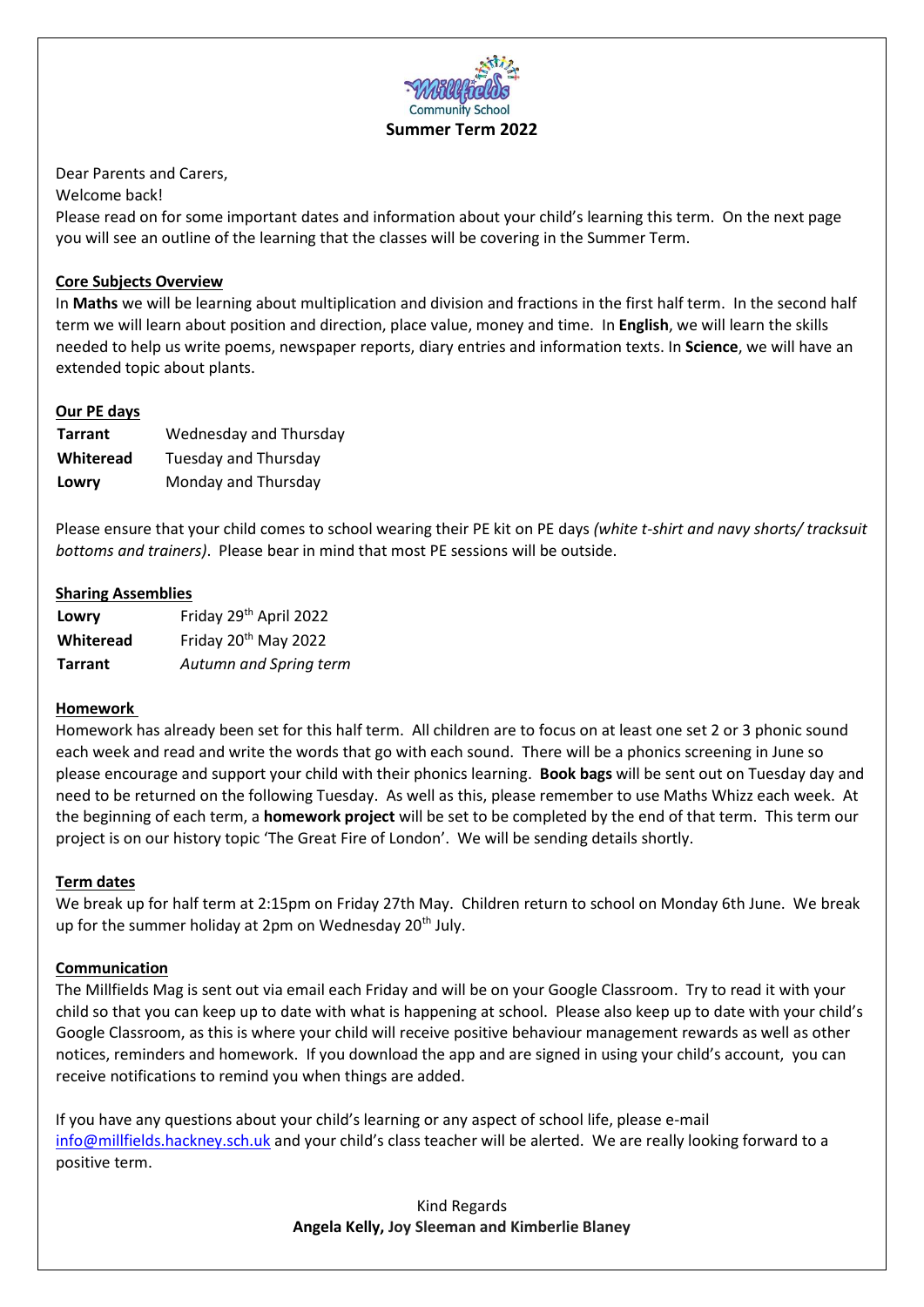Millfields Community School

**Summer Term 2022**

Dear Parents and Carers,

Welcome back!

Please read on for some important dates and information about your child's learning this term. On the next page you will see an outline of the learning that the classes will be covering in the Summer Term.

**Core Subjects Overview**

In **Maths** we will be learning about multiplication and division and fractions in the first half term. In the second half term we will learn about position and direction, place value, money and time. In **English**, we will learn the skills needed to help us write poems, newspaper reports, diary entries and information texts. In **Science**, we will have an extended topic about plants.

**Our PE days**

| | |
|---|---|
| **Tarrant** | Wednesday and Thursday |
| **Whiteread** | Tuesday and Thursday |
| **Lowry** | Monday and Thursday |

Please ensure that your child comes to school wearing their PE kit on PE days *(white t-shirt and navy shorts/ tracksuit bottoms and trainers)*. Please bear in mind that most PE sessions will be outside.

**Sharing Assemblies**

| | |
|---|---|
| **Lowry** | Friday 29th April 2022 |
| **Whiteread** | Friday 20th May 2022 |
| **Tarrant** | *Autumn and Spring term* |

**Homework**

Homework has already been set for this half term. All children are to focus on at least one set 2 or 3 phonic sound each week and read and write the words that go with each sound. There will be a phonics screening in June so please encourage and support your child with their phonics learning. **Book bags** will be sent out on Tuesday day and need to be returned on the following Tuesday. As well as this, please remember to use Maths Whizz each week. At the beginning of each term, a **homework project** will be set to be completed by the end of that term. This term our project is on our history topic 'The Great Fire of London'. We will be sending details shortly.

**Term dates**

We break up for half term at 2:15pm on Friday 27th May. Children return to school on Monday 6th June. We break up for the summer holiday at 2pm on Wednesday 20th July.

**Communication**

The Millfields Mag is sent out via email each Friday and will be on your Google Classroom. Try to read it with your child so that you can keep up to date with what is happening at school. Please also keep up to date with your child's Google Classroom, as this is where your child will receive positive behaviour management rewards as well as other notices, reminders and homework. If you download the app and are signed in using your child's account, you can receive notifications to remind you when things are added.

If you have any questions about your child's learning or any aspect of school life, please e-mail info@millfields.hackney.sch.uk and your child's class teacher will be alerted. We are really looking forward to a positive term.

Kind Regards

**Angela Kelly, Joy Sleeman and Kimberlie Blaney**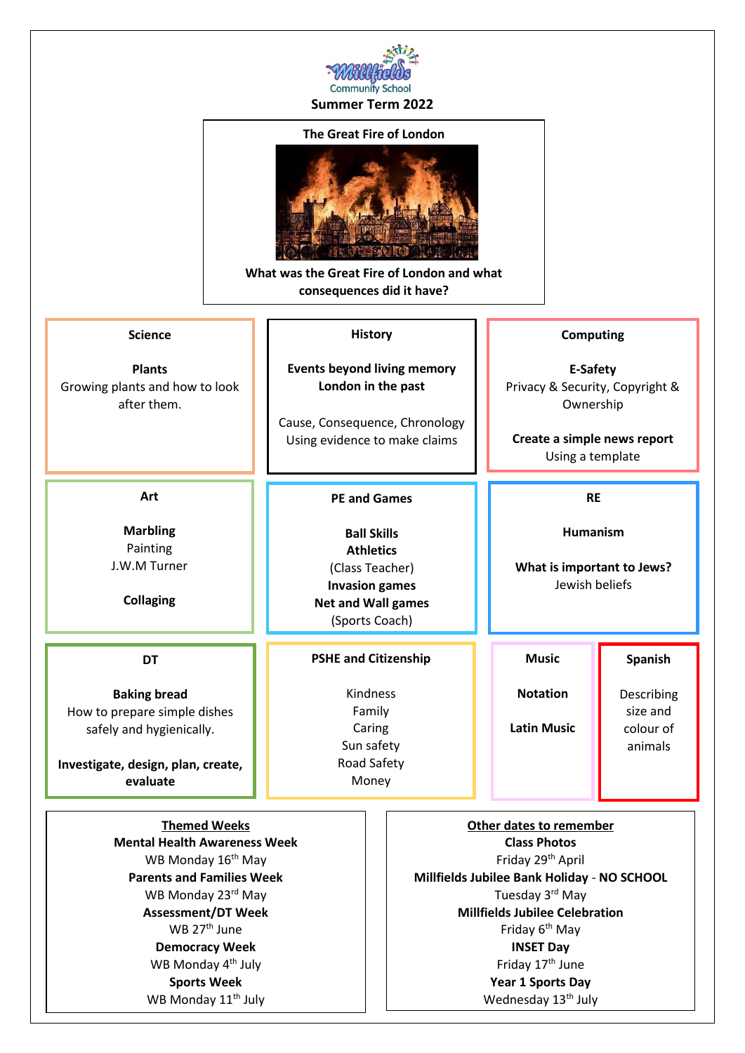Millfields Community School

# Summer Term 2022

## The Great Fire of London

**What was the Great Fire of London and what consequences did it have?**

### Science

**Plants**
Growing plants and how to look after them.

### History

**Events beyond living memory**
**London in the past**

Cause, Consequence, Chronology
Using evidence to make claims

### Computing

**E-Safety**
Privacy & Security, Copyright & Ownership

**Create a simple news report**
Using a template

### Art

**Marbling**
Painting
J.W.M Turner

**Collaging**

### PE and Games

**Ball Skills**
**Athletics**
(Class Teacher)
**Invasion games**
**Net and Wall games**
(Sports Coach)

### RE

**Humanism**

**What is important to Jews?**
Jewish beliefs

### DT

**Baking bread**
How to prepare simple dishes safely and hygienically.

**Investigate, design, plan, create, evaluate**

### PSHE and Citizenship

Kindness
Family
Caring
Sun safety
Road Safety
Money

### Music

**Notation**

**Latin Music**

### Spanish

Describing size and colour of animals

### Themed Weeks

**Mental Health Awareness Week**
WB Monday 16th May
**Parents and Families Week**
WB Monday 23rd May
**Assessment/DT Week**
WB 27th June
**Democracy Week**
WB Monday 4th July
**Sports Week**
WB Monday 11th July

### Other dates to remember

**Class Photos**
Friday 29th April
**Millfields Jubilee Bank Holiday - NO SCHOOL**
Tuesday 3rd May
**Millfields Jubilee Celebration**
Friday 6th May
**INSET Day**
Friday 17th June
**Year 1 Sports Day**
Wednesday 13th July